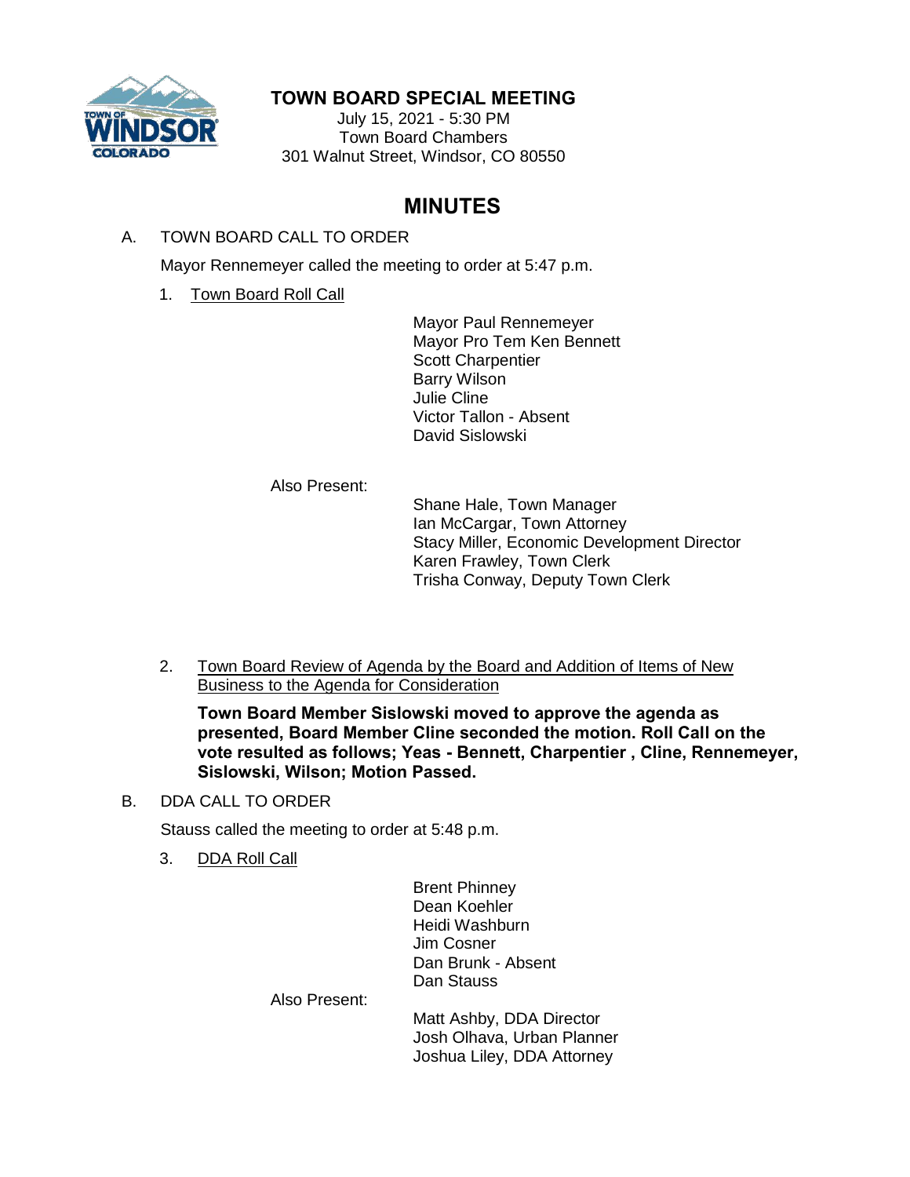**TOWN BOARD SPECIAL MEETING**

July 15, 2021 - 5:30 PM
Town Board Chambers
301 Walnut Street, Windsor, CO 80550

# MINUTES

A. TOWN BOARD CALL TO ORDER

Mayor Rennemeyer called the meeting to order at 5:47 p.m.

1. Town Board Roll Call

Mayor Paul Rennemeyer
Mayor Pro Tem Ken Bennett
Scott Charpentier
Barry Wilson
Julie Cline
Victor Tallon - Absent
David Sislowski

Also Present:

Shane Hale, Town Manager
Ian McCargar, Town Attorney
Stacy Miller, Economic Development Director
Karen Frawley, Town Clerk
Trisha Conway, Deputy Town Clerk

2. Town Board Review of Agenda by the Board and Addition of Items of New Business to the Agenda for Consideration

**Town Board Member Sislowski moved to approve the agenda as presented, Board Member Cline seconded the motion. Roll Call on the vote resulted as follows; Yeas - Bennett, Charpentier , Cline, Rennemeyer, Sislowski, Wilson; Motion Passed.**

B. DDA CALL TO ORDER

Stauss called the meeting to order at 5:48 p.m.

3. DDA Roll Call

Brent Phinney
Dean Koehler
Heidi Washburn
Jim Cosner
Dan Brunk - Absent
Dan Stauss

Also Present:

Matt Ashby, DDA Director
Josh Olhava, Urban Planner
Joshua Liley, DDA Attorney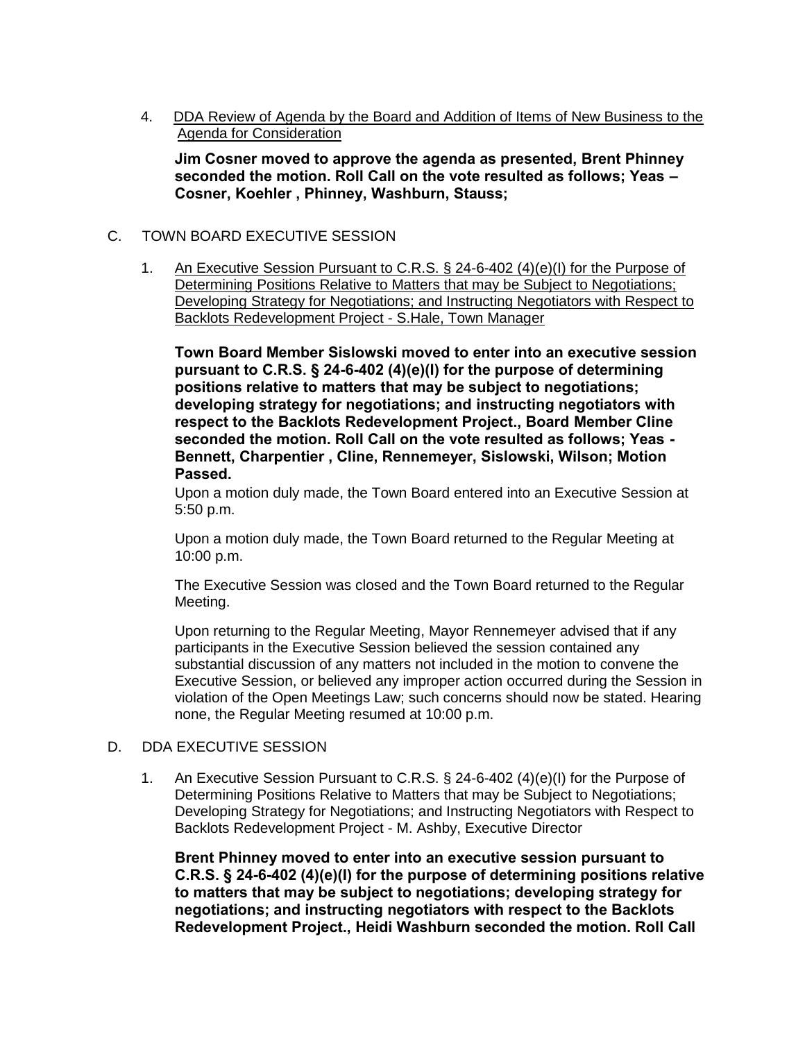4. <u>DDA Review of Agenda by the Board and Addition of Items of New Business to the Agenda for Consideration</u>

   **Jim Cosner moved to approve the agenda as presented, Brent Phinney seconded the motion. Roll Call on the vote resulted as follows; Yeas – Cosner, Koehler , Phinney, Washburn, Stauss;**

C. TOWN BOARD EXECUTIVE SESSION

1. <u>An Executive Session Pursuant to C.R.S. § 24-6-402 (4)(e)(I) for the Purpose of Determining Positions Relative to Matters that may be Subject to Negotiations; Developing Strategy for Negotiations; and Instructing Negotiators with Respect to Backlots Redevelopment Project - S.Hale, Town Manager</u>

   **Town Board Member Sislowski moved to enter into an executive session pursuant to C.R.S. § 24-6-402 (4)(e)(I) for the purpose of determining positions relative to matters that may be subject to negotiations; developing strategy for negotiations; and instructing negotiators with respect to the Backlots Redevelopment Project., Board Member Cline seconded the motion. Roll Call on the vote resulted as follows; Yeas - Bennett, Charpentier , Cline, Rennemeyer, Sislowski, Wilson; Motion Passed.**

   Upon a motion duly made, the Town Board entered into an Executive Session at 5:50 p.m.

   Upon a motion duly made, the Town Board returned to the Regular Meeting at 10:00 p.m.

   The Executive Session was closed and the Town Board returned to the Regular Meeting.

   Upon returning to the Regular Meeting, Mayor Rennemeyer advised that if any participants in the Executive Session believed the session contained any substantial discussion of any matters not included in the motion to convene the Executive Session, or believed any improper action occurred during the Session in violation of the Open Meetings Law; such concerns should now be stated. Hearing none, the Regular Meeting resumed at 10:00 p.m.

D. DDA EXECUTIVE SESSION

1. An Executive Session Pursuant to C.R.S. § 24-6-402 (4)(e)(I) for the Purpose of Determining Positions Relative to Matters that may be Subject to Negotiations; Developing Strategy for Negotiations; and Instructing Negotiators with Respect to Backlots Redevelopment Project - M. Ashby, Executive Director

   **Brent Phinney moved to enter into an executive session pursuant to C.R.S. § 24-6-402 (4)(e)(I) for the purpose of determining positions relative to matters that may be subject to negotiations; developing strategy for negotiations; and instructing negotiators with respect to the Backlots Redevelopment Project., Heidi Washburn seconded the motion. Roll Call**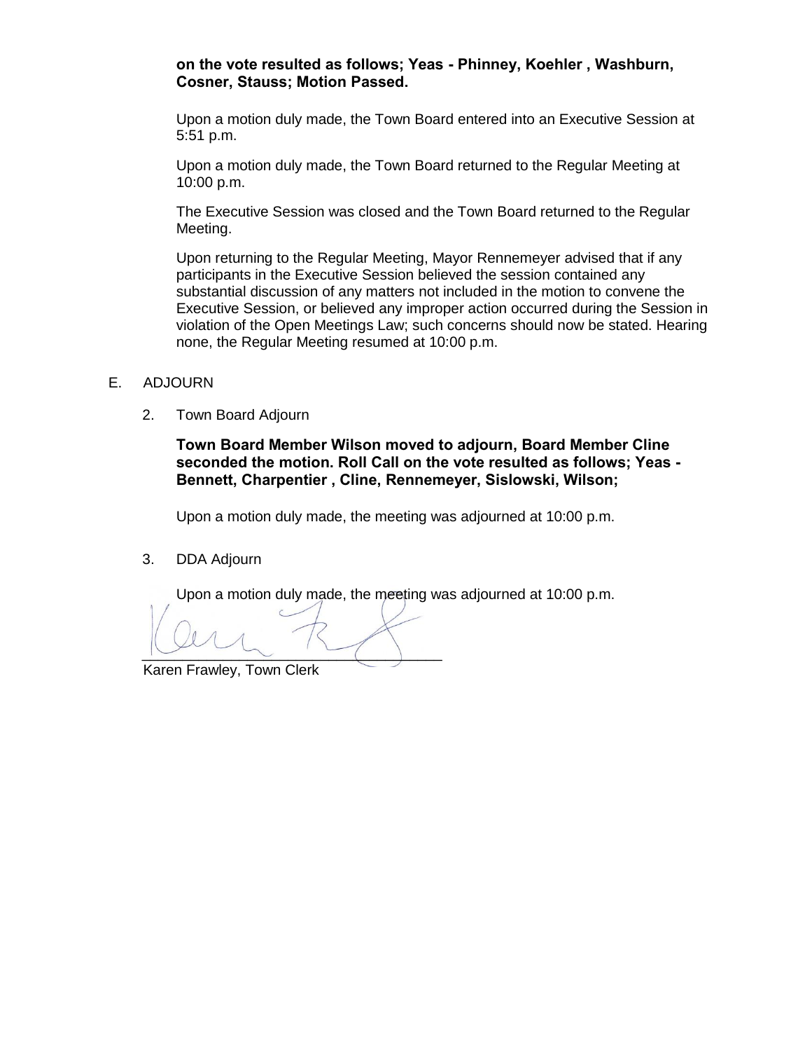**on the vote resulted as follows; Yeas - Phinney, Koehler , Washburn, Cosner, Stauss; Motion Passed.**

Upon a motion duly made, the Town Board entered into an Executive Session at 5:51 p.m.

Upon a motion duly made, the Town Board returned to the Regular Meeting at 10:00 p.m.

The Executive Session was closed and the Town Board returned to the Regular Meeting.

Upon returning to the Regular Meeting, Mayor Rennemeyer advised that if any participants in the Executive Session believed the session contained any substantial discussion of any matters not included in the motion to convene the Executive Session, or believed any improper action occurred during the Session in violation of the Open Meetings Law; such concerns should now be stated. Hearing none, the Regular Meeting resumed at 10:00 p.m.

E. ADJOURN

2. Town Board Adjourn

**Town Board Member Wilson moved to adjourn, Board Member Cline seconded the motion. Roll Call on the vote resulted as follows; Yeas - Bennett, Charpentier , Cline, Rennemeyer, Sislowski, Wilson;**

Upon a motion duly made, the meeting was adjourned at 10:00 p.m.

3. DDA Adjourn

Upon a motion duly made, the meeting was adjourned at 10:00 p.m.

Karen Frawley, Town Clerk